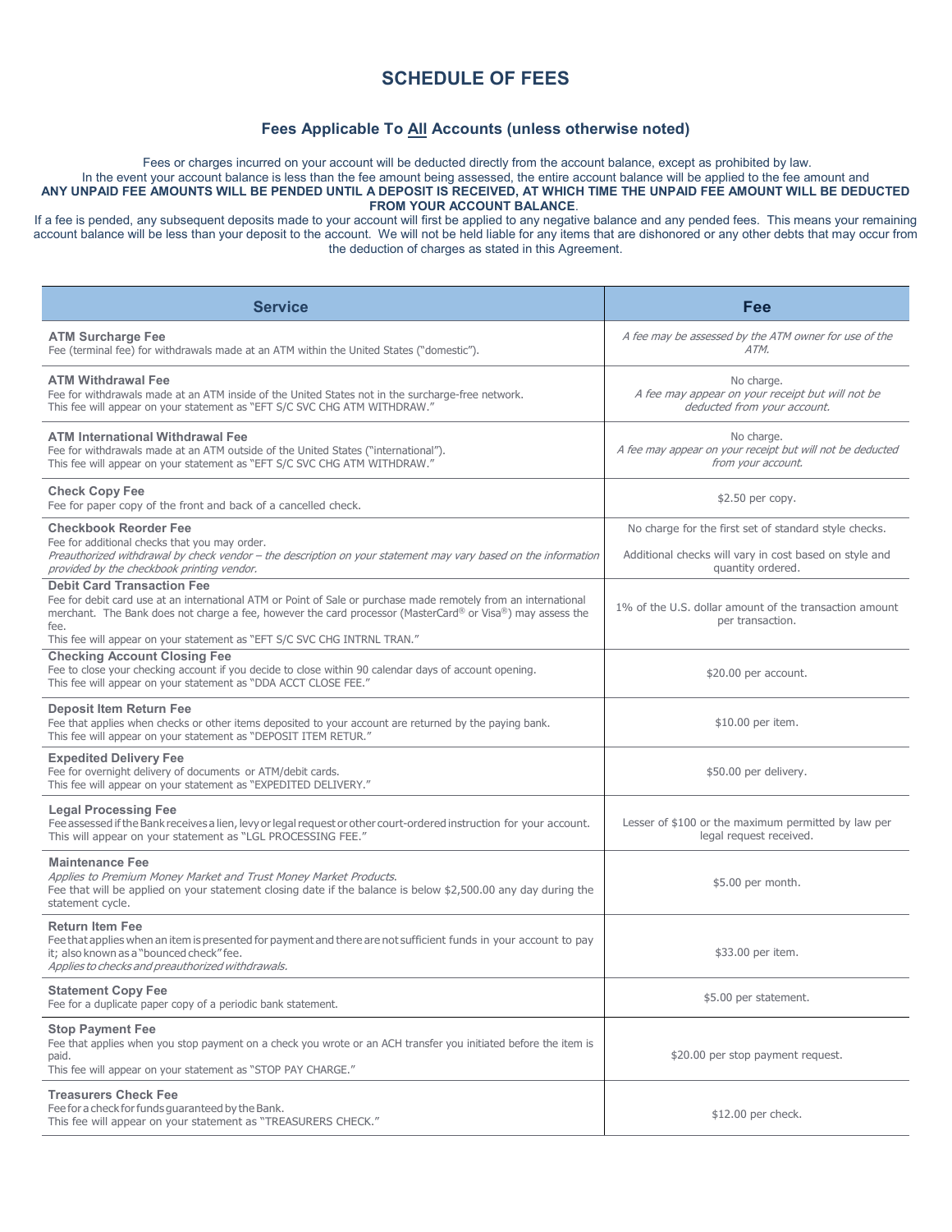# SCHEDULE OF FEES

## Fees Applicable To All Accounts (unless otherwise noted)

Fees or charges incurred on your account will be deducted directly from the account balance, except as prohibited by law. In the event your account balance is less than the fee amount being assessed, the entire account balance will be applied to the fee amount and **ANY UNPAID FEE AMOUNTS WILL BE PENDED UNTIL A DEPOSIT IS RECEIVED, AT WHICH TIME THE UNPAID FEE AMOUNT WILL BE DEDUCTED FROM YOUR ACCOUNT BALANCE**.

If a fee is pended, any subsequent deposits made to your account will first be applied to any negative balance and any pended fees. This means your remaining account balance will be less than your deposit to the account. We will not be held liable for any items that are dishonored or any other debts that may occur from the deduction of charges as stated in this Agreement.

| Service | Fee |
|---|---|
| **ATM Surcharge Fee**<br>Fee (terminal fee) for withdrawals made at an ATM within the United States ("domestic"). | *A fee may be assessed by the ATM owner for use of the ATM.* |
| **ATM Withdrawal Fee**<br>Fee for withdrawals made at an ATM inside of the United States not in the surcharge-free network.<br>This fee will appear on your statement as "EFT S/C SVC CHG ATM WITHDRAW." | No charge.<br>*A fee may appear on your receipt but will not be deducted from your account.* |
| **ATM International Withdrawal Fee**<br>Fee for withdrawals made at an ATM outside of the United States ("international").<br>This fee will appear on your statement as "EFT S/C SVC CHG ATM WITHDRAW." | No charge.<br>*A fee may appear on your receipt but will not be deducted from your account.* |
| **Check Copy Fee**<br>Fee for paper copy of the front and back of a cancelled check. | $2.50 per copy. |
| **Checkbook Reorder Fee**<br>Fee for additional checks that you may order.<br>*Preauthorized withdrawal by check vendor – the description on your statement may vary based on the information provided by the checkbook printing vendor.* | No charge for the first set of standard style checks.<br>Additional checks will vary in cost based on style and quantity ordered. |
| **Debit Card Transaction Fee**<br>Fee for debit card use at an international ATM or Point of Sale or purchase made remotely from an international merchant. The Bank does not charge a fee, however the card processor (MasterCard® or Visa®) may assess the fee.<br>This fee will appear on your statement as "EFT S/C SVC CHG INTRNL TRAN." | 1% of the U.S. dollar amount of the transaction amount per transaction. |
| **Checking Account Closing Fee**<br>Fee to close your checking account if you decide to close within 90 calendar days of account opening.<br>This fee will appear on your statement as "DDA ACCT CLOSE FEE." | $20.00 per account. |
| **Deposit Item Return Fee**<br>Fee that applies when checks or other items deposited to your account are returned by the paying bank.<br>This fee will appear on your statement as "DEPOSIT ITEM RETUR." | $10.00 per item. |
| **Expedited Delivery Fee**<br>Fee for overnight delivery of documents or ATM/debit cards.<br>This fee will appear on your statement as "EXPEDITED DELIVERY." | $50.00 per delivery. |
| **Legal Processing Fee**<br>Fee assessed if the Bank receives a lien, levy or legal request or other court-ordered instruction for your account.<br>This will appear on your statement as "LGL PROCESSING FEE." | Lesser of $100 or the maximum permitted by law per legal request received. |
| **Maintenance Fee**<br>*Applies to Premium Money Market and Trust Money Market Products.*<br>Fee that will be applied on your statement closing date if the balance is below $2,500.00 any day during the statement cycle. | $5.00 per month. |
| **Return Item Fee**<br>Fee that applies when an item is presented for payment and there are not sufficient funds in your account to pay it; also known as a "bounced check" fee.<br>*Applies to checks and preauthorized withdrawals.* | $33.00 per item. |
| **Statement Copy Fee**<br>Fee for a duplicate paper copy of a periodic bank statement. | $5.00 per statement. |
| **Stop Payment Fee**<br>Fee that applies when you stop payment on a check you wrote or an ACH transfer you initiated before the item is paid.<br>This fee will appear on your statement as "STOP PAY CHARGE." | $20.00 per stop payment request. |
| **Treasurers Check Fee**<br>Fee for a check for funds guaranteed by the Bank.<br>This fee will appear on your statement as "TREASURERS CHECK." | $12.00 per check. |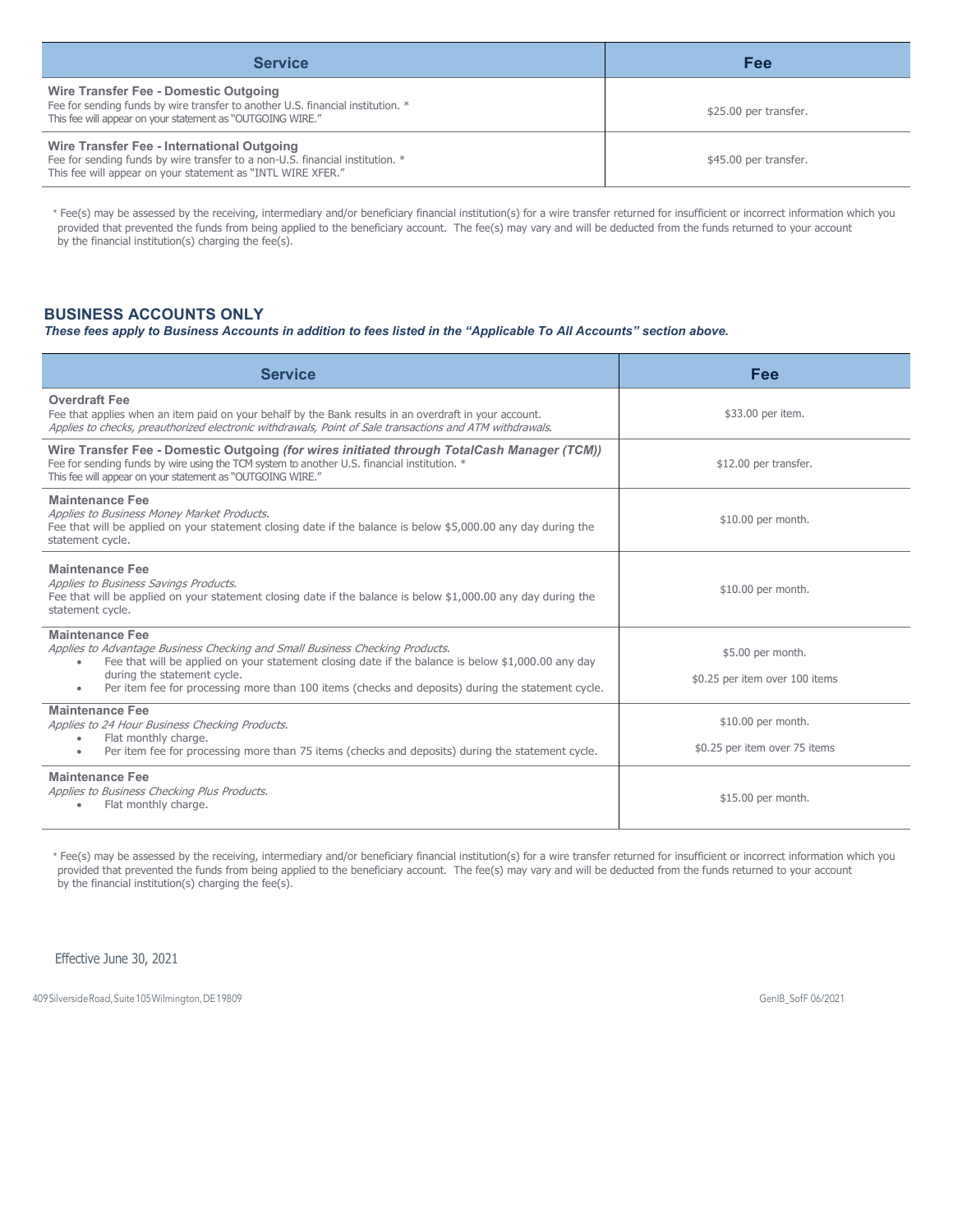| Service | Fee |
| --- | --- |
| **Wire Transfer Fee - Domestic Outgoing**<br>Fee for sending funds by wire transfer to another U.S. financial institution. *<br>This fee will appear on your statement as "OUTGOING WIRE." | $25.00 per transfer. |
| **Wire Transfer Fee - International Outgoing**<br>Fee for sending funds by wire transfer to a non-U.S. financial institution. *<br>This fee will appear on your statement as "INTL WIRE XFER." | $45.00 per transfer. |

* Fee(s) may be assessed by the receiving, intermediary and/or beneficiary financial institution(s) for a wire transfer returned for insufficient or incorrect information which you provided that prevented the funds from being applied to the beneficiary account. The fee(s) may vary and will be deducted from the funds returned to your account by the financial institution(s) charging the fee(s).

## BUSINESS ACCOUNTS ONLY

***These fees apply to Business Accounts in addition to fees listed in the "Applicable To All Accounts" section above.***

| Service | Fee |
| --- | --- |
| **Overdraft Fee**<br>Fee that applies when an item paid on your behalf by the Bank results in an overdraft in your account.<br>*Applies to checks, preauthorized electronic withdrawals, Point of Sale transactions and ATM withdrawals.* | $33.00 per item. |
| **Wire Transfer Fee - Domestic Outgoing *(for wires initiated through TotalCash Manager (TCM))***<br>Fee for sending funds by wire using the TCM system to another U.S. financial institution. *<br>This fee will appear on your statement as "OUTGOING WIRE." | $12.00 per transfer. |
| **Maintenance Fee**<br>*Applies to Business Money Market Products.*<br>Fee that will be applied on your statement closing date if the balance is below $5,000.00 any day during the statement cycle. | $10.00 per month. |
| **Maintenance Fee**<br>*Applies to Business Savings Products.*<br>Fee that will be applied on your statement closing date if the balance is below $1,000.00 any day during the statement cycle. | $10.00 per month. |
| **Maintenance Fee**<br>*Applies to Advantage Business Checking and Small Business Checking Products.*<br>• Fee that will be applied on your statement closing date if the balance is below $1,000.00 any day during the statement cycle.<br>• Per item fee for processing more than 100 items (checks and deposits) during the statement cycle. | $5.00 per month.<br>$0.25 per item over 100 items |
| **Maintenance Fee**<br>*Applies to 24 Hour Business Checking Products.*<br>• Flat monthly charge.<br>• Per item fee for processing more than 75 items (checks and deposits) during the statement cycle. | $10.00 per month.<br>$0.25 per item over 75 items |
| **Maintenance Fee**<br>*Applies to Business Checking Plus Products.*<br>• Flat monthly charge. | $15.00 per month. |

* Fee(s) may be assessed by the receiving, intermediary and/or beneficiary financial institution(s) for a wire transfer returned for insufficient or incorrect information which you provided that prevented the funds from being applied to the beneficiary account. The fee(s) may vary and will be deducted from the funds returned to your account by the financial institution(s) charging the fee(s).

Effective June 30, 2021

409 Silverside Road, Suite 105 Wilmington, DE 19809

GenIB_SofF 06/2021